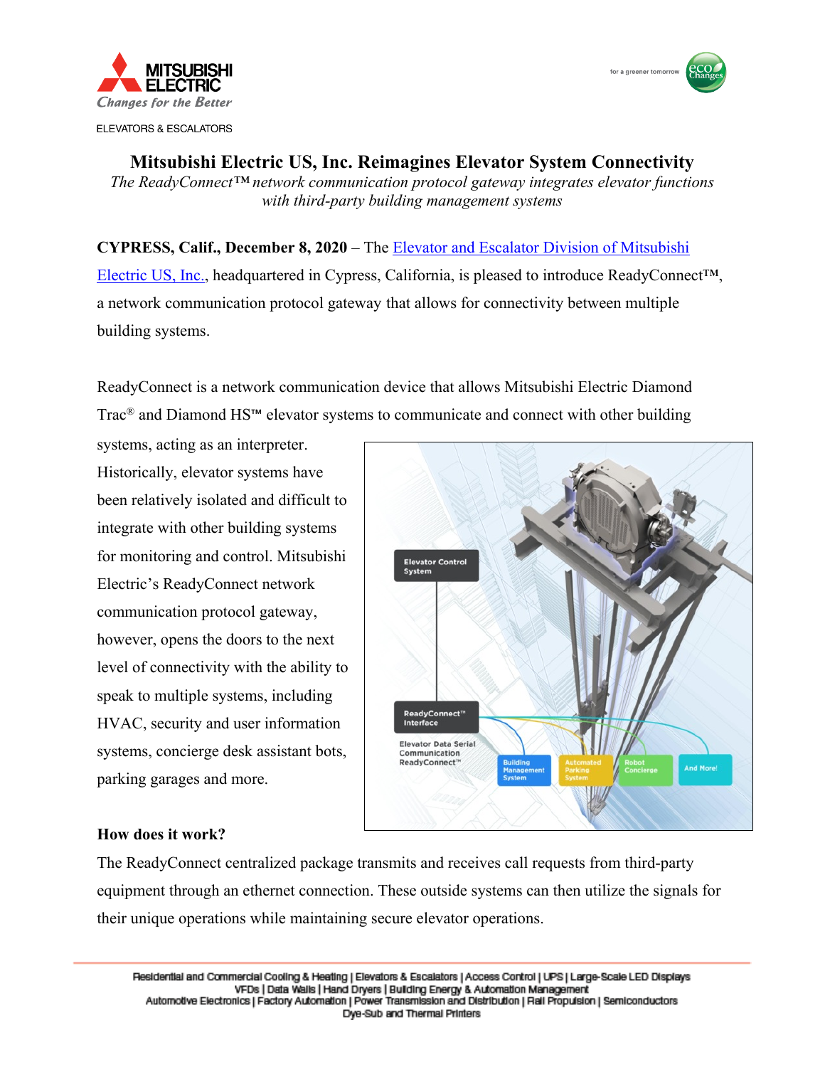MITSUBISHI ELECTRIC

*Changes for the Better*

ELEVATORS & ESCALATORS

# Mitsubishi Electric US, Inc. Reimagines Elevator System Connectivity

*The ReadyConnect™ network communication protocol gateway integrates elevator functions with third-party building management systems*

**CYPRESS, Calif., December 8, 2020** – The Elevator and Escalator Division of Mitsubishi Electric US, Inc., headquartered in Cypress, California, is pleased to introduce ReadyConnect™, a network communication protocol gateway that allows for connectivity between multiple building systems.

ReadyConnect is a network communication device that allows Mitsubishi Electric Diamond Trac® and Diamond HS™ elevator systems to communicate and connect with other building systems, acting as an interpreter. Historically, elevator systems have been relatively isolated and difficult to integrate with other building systems for monitoring and control. Mitsubishi Electric's ReadyConnect network communication protocol gateway, however, opens the doors to the next level of connectivity with the ability to speak to multiple systems, including HVAC, security and user information systems, concierge desk assistant bots, parking garages and more.

### How does it work?

The ReadyConnect centralized package transmits and receives call requests from third-party equipment through an ethernet connection. These outside systems can then utilize the signals for their unique operations while maintaining secure elevator operations.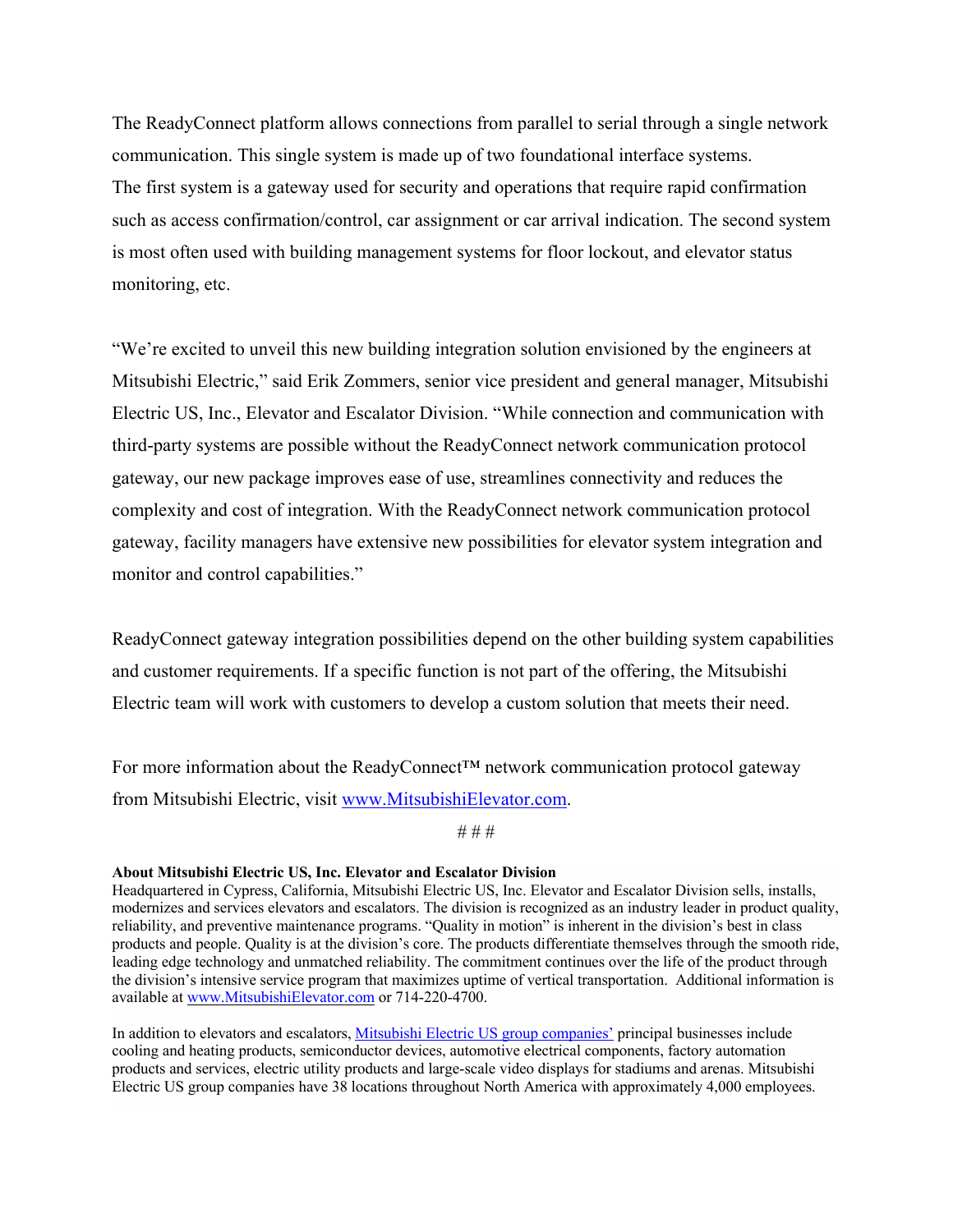The ReadyConnect platform allows connections from parallel to serial through a single network communication. This single system is made up of two foundational interface systems.
The first system is a gateway used for security and operations that require rapid confirmation such as access confirmation/control, car assignment or car arrival indication. The second system is most often used with building management systems for floor lockout, and elevator status monitoring, etc.

"We're excited to unveil this new building integration solution envisioned by the engineers at Mitsubishi Electric," said Erik Zommers, senior vice president and general manager, Mitsubishi Electric US, Inc., Elevator and Escalator Division. "While connection and communication with third-party systems are possible without the ReadyConnect network communication protocol gateway, our new package improves ease of use, streamlines connectivity and reduces the complexity and cost of integration. With the ReadyConnect network communication protocol gateway, facility managers have extensive new possibilities for elevator system integration and monitor and control capabilities."

ReadyConnect gateway integration possibilities depend on the other building system capabilities and customer requirements. If a specific function is not part of the offering, the Mitsubishi Electric team will work with customers to develop a custom solution that meets their need.

For more information about the ReadyConnect™ network communication protocol gateway from Mitsubishi Electric, visit [www.MitsubishiElevator.com](http://www.MitsubishiElevator.com).

# # #

**About Mitsubishi Electric US, Inc. Elevator and Escalator Division**
Headquartered in Cypress, California, Mitsubishi Electric US, Inc. Elevator and Escalator Division sells, installs, modernizes and services elevators and escalators. The division is recognized as an industry leader in product quality, reliability, and preventive maintenance programs. "Quality in motion" is inherent in the division's best in class products and people. Quality is at the division's core. The products differentiate themselves through the smooth ride, leading edge technology and unmatched reliability. The commitment continues over the life of the product through the division's intensive service program that maximizes uptime of vertical transportation. Additional information is available at [www.MitsubishiElevator.com](http://www.MitsubishiElevator.com) or 714-220-4700.

In addition to elevators and escalators, Mitsubishi Electric US group companies' principal businesses include cooling and heating products, semiconductor devices, automotive electrical components, factory automation products and services, electric utility products and large-scale video displays for stadiums and arenas. Mitsubishi Electric US group companies have 38 locations throughout North America with approximately 4,000 employees.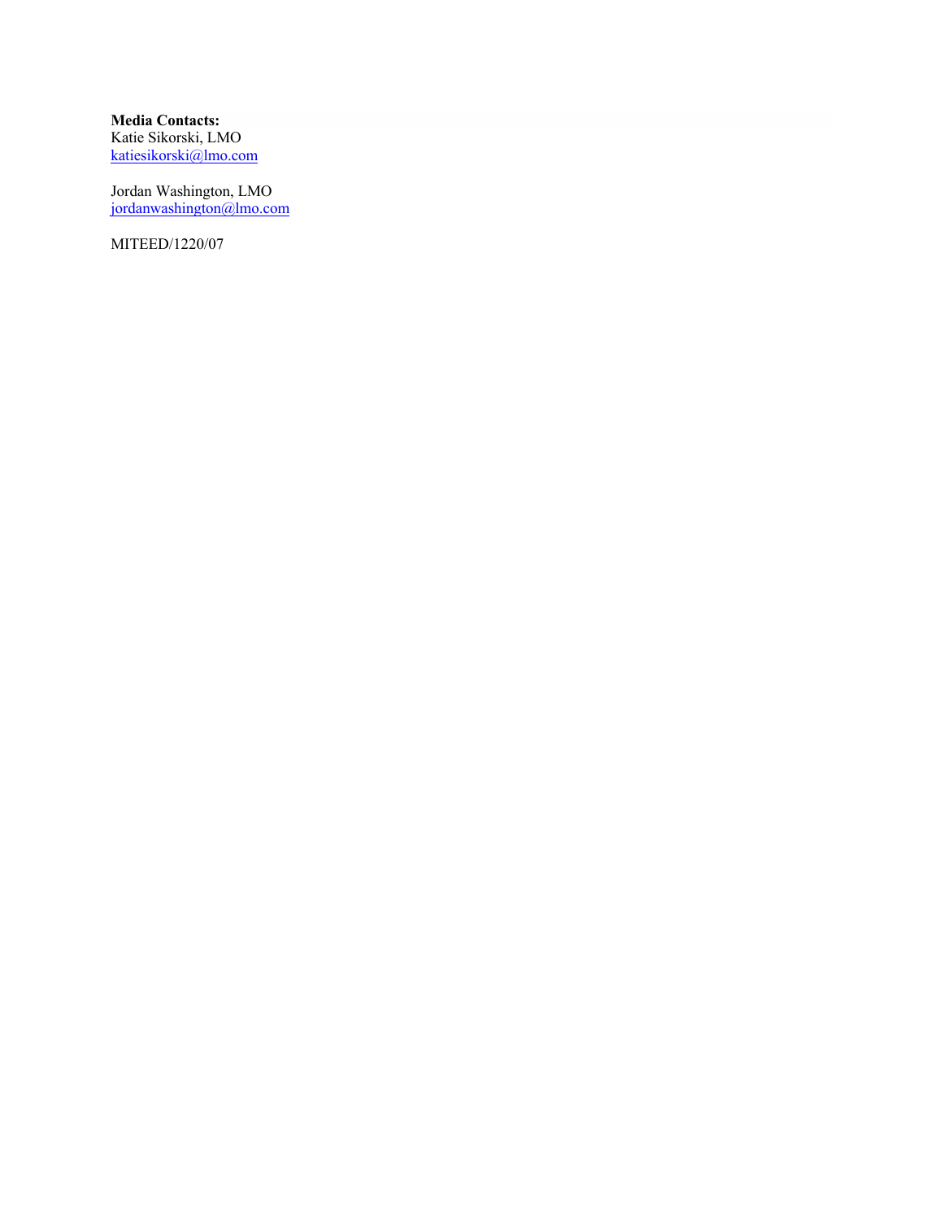**Media Contacts:**
Katie Sikorski, LMO
katiesikorski@lmo.com

Jordan Washington, LMO
jordanwashington@lmo.com

MITEED/1220/07